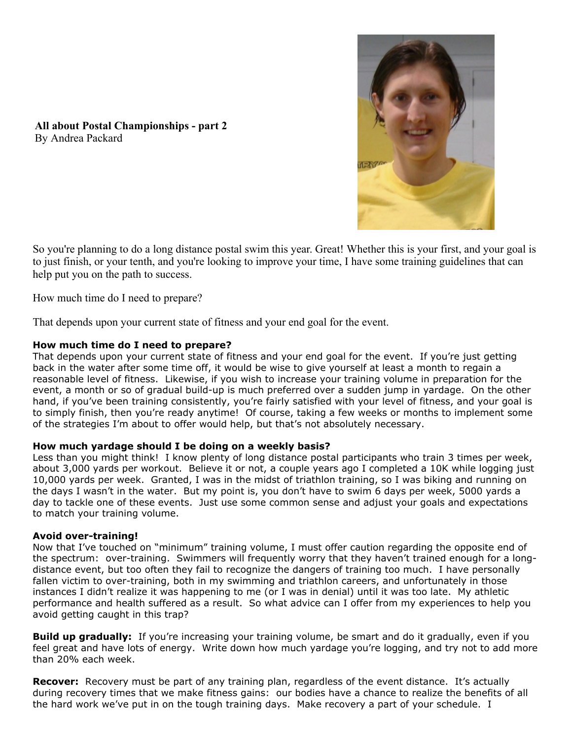**All about Postal Championships - part 2**
By Andrea Packard

So you're planning to do a long distance postal swim this year. Great! Whether this is your first, and your goal is to just finish, or your tenth, and you're looking to improve your time, I have some training guidelines that can help put you on the path to success.

How much time do I need to prepare?

That depends upon your current state of fitness and your end goal for the event.

**How much time do I need to prepare?**
That depends upon your current state of fitness and your end goal for the event. If you're just getting back in the water after some time off, it would be wise to give yourself at least a month to regain a reasonable level of fitness. Likewise, if you wish to increase your training volume in preparation for the event, a month or so of gradual build-up is much preferred over a sudden jump in yardage. On the other hand, if you've been training consistently, you're fairly satisfied with your level of fitness, and your goal is to simply finish, then you're ready anytime! Of course, taking a few weeks or months to implement some of the strategies I'm about to offer would help, but that's not absolutely necessary.

**How much yardage should I be doing on a weekly basis?**
Less than you might think! I know plenty of long distance postal participants who train 3 times per week, about 3,000 yards per workout. Believe it or not, a couple years ago I completed a 10K while logging just 10,000 yards per week. Granted, I was in the midst of triathlon training, so I was biking and running on the days I wasn't in the water. But my point is, you don't have to swim 6 days per week, 5000 yards a day to tackle one of these events. Just use some common sense and adjust your goals and expectations to match your training volume.

**Avoid over-training!**
Now that I've touched on "minimum" training volume, I must offer caution regarding the opposite end of the spectrum: over-training. Swimmers will frequently worry that they haven't trained enough for a long-distance event, but too often they fail to recognize the dangers of training too much. I have personally fallen victim to over-training, both in my swimming and triathlon careers, and unfortunately in those instances I didn't realize it was happening to me (or I was in denial) until it was too late. My athletic performance and health suffered as a result. So what advice can I offer from my experiences to help you avoid getting caught in this trap?

**Build up gradually:** If you're increasing your training volume, be smart and do it gradually, even if you feel great and have lots of energy. Write down how much yardage you're logging, and try not to add more than 20% each week.

**Recover:** Recovery must be part of any training plan, regardless of the event distance. It's actually during recovery times that we make fitness gains: our bodies have a chance to realize the benefits of all the hard work we've put in on the tough training days. Make recovery a part of your schedule. I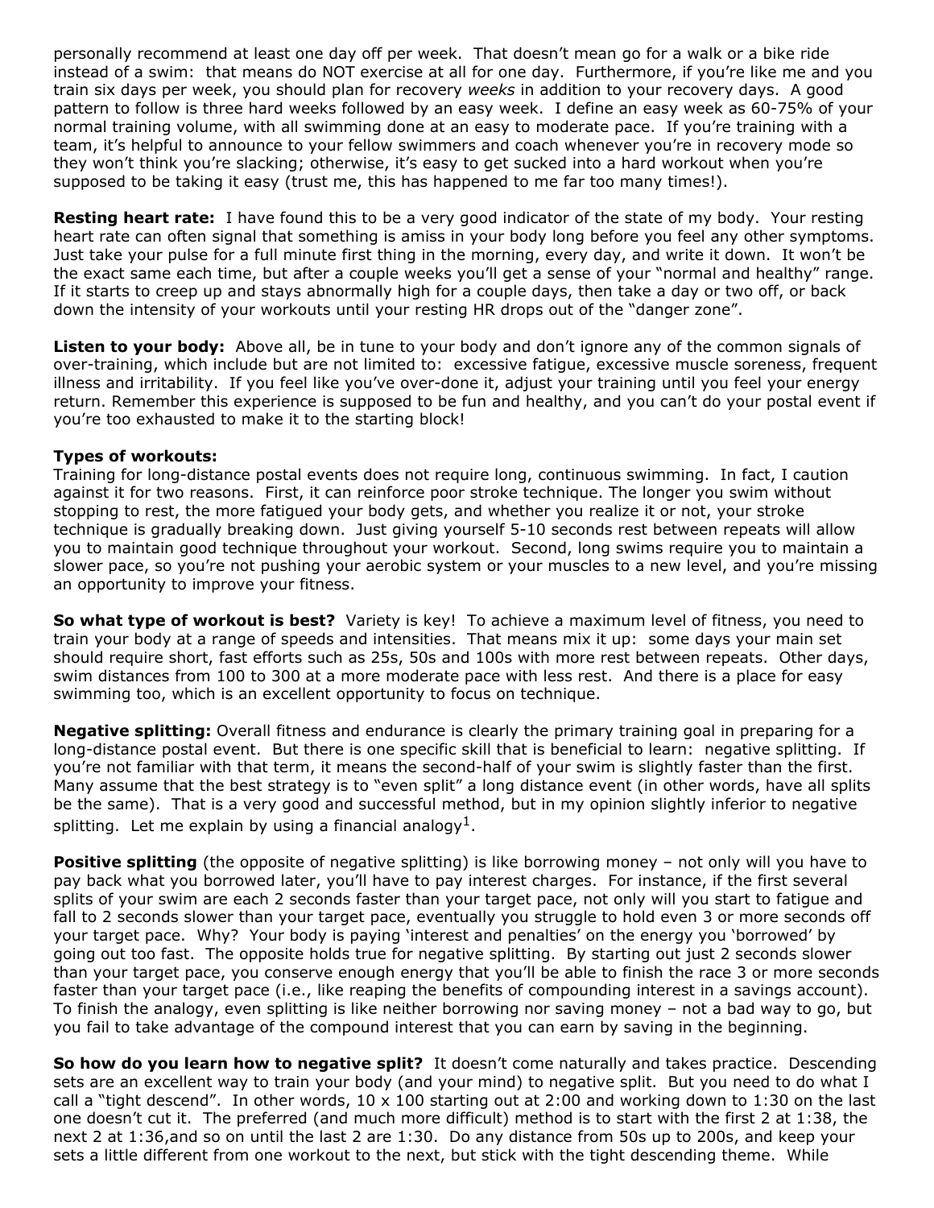personally recommend at least one day off per week. That doesn't mean go for a walk or a bike ride instead of a swim: that means do NOT exercise at all for one day. Furthermore, if you're like me and you train six days per week, you should plan for recovery *weeks* in addition to your recovery days. A good pattern to follow is three hard weeks followed by an easy week. I define an easy week as 60-75% of your normal training volume, with all swimming done at an easy to moderate pace. If you're training with a team, it's helpful to announce to your fellow swimmers and coach whenever you're in recovery mode so they won't think you're slacking; otherwise, it's easy to get sucked into a hard workout when you're supposed to be taking it easy (trust me, this has happened to me far too many times!).

**Resting heart rate:** I have found this to be a very good indicator of the state of my body. Your resting heart rate can often signal that something is amiss in your body long before you feel any other symptoms. Just take your pulse for a full minute first thing in the morning, every day, and write it down. It won't be the exact same each time, but after a couple weeks you'll get a sense of your "normal and healthy" range. If it starts to creep up and stays abnormally high for a couple days, then take a day or two off, or back down the intensity of your workouts until your resting HR drops out of the "danger zone".

**Listen to your body:** Above all, be in tune to your body and don't ignore any of the common signals of over-training, which include but are not limited to: excessive fatigue, excessive muscle soreness, frequent illness and irritability. If you feel like you've over-done it, adjust your training until you feel your energy return. Remember this experience is supposed to be fun and healthy, and you can't do your postal event if you're too exhausted to make it to the starting block!

**Types of workouts:**
Training for long-distance postal events does not require long, continuous swimming. In fact, I caution against it for two reasons. First, it can reinforce poor stroke technique. The longer you swim without stopping to rest, the more fatigued your body gets, and whether you realize it or not, your stroke technique is gradually breaking down. Just giving yourself 5-10 seconds rest between repeats will allow you to maintain good technique throughout your workout. Second, long swims require you to maintain a slower pace, so you're not pushing your aerobic system or your muscles to a new level, and you're missing an opportunity to improve your fitness.

**So what type of workout is best?** Variety is key! To achieve a maximum level of fitness, you need to train your body at a range of speeds and intensities. That means mix it up: some days your main set should require short, fast efforts such as 25s, 50s and 100s with more rest between repeats. Other days, swim distances from 100 to 300 at a more moderate pace with less rest. And there is a place for easy swimming too, which is an excellent opportunity to focus on technique.

**Negative splitting:** Overall fitness and endurance is clearly the primary training goal in preparing for a long-distance postal event. But there is one specific skill that is beneficial to learn: negative splitting. If you're not familiar with that term, it means the second-half of your swim is slightly faster than the first. Many assume that the best strategy is to "even split" a long distance event (in other words, have all splits be the same). That is a very good and successful method, but in my opinion slightly inferior to negative splitting. Let me explain by using a financial analogy[1].

**Positive splitting** (the opposite of negative splitting) is like borrowing money – not only will you have to pay back what you borrowed later, you'll have to pay interest charges. For instance, if the first several splits of your swim are each 2 seconds faster than your target pace, not only will you start to fatigue and fall to 2 seconds slower than your target pace, eventually you struggle to hold even 3 or more seconds off your target pace. Why? Your body is paying 'interest and penalties' on the energy you 'borrowed' by going out too fast. The opposite holds true for negative splitting. By starting out just 2 seconds slower than your target pace, you conserve enough energy that you'll be able to finish the race 3 or more seconds faster than your target pace (i.e., like reaping the benefits of compounding interest in a savings account). To finish the analogy, even splitting is like neither borrowing nor saving money – not a bad way to go, but you fail to take advantage of the compound interest that you can earn by saving in the beginning.

**So how do you learn how to negative split?** It doesn't come naturally and takes practice. Descending sets are an excellent way to train your body (and your mind) to negative split. But you need to do what I call a "tight descend". In other words, 10 x 100 starting out at 2:00 and working down to 1:30 on the last one doesn't cut it. The preferred (and much more difficult) method is to start with the first 2 at 1:38, the next 2 at 1:36,and so on until the last 2 are 1:30. Do any distance from 50s up to 200s, and keep your sets a little different from one workout to the next, but stick with the tight descending theme. While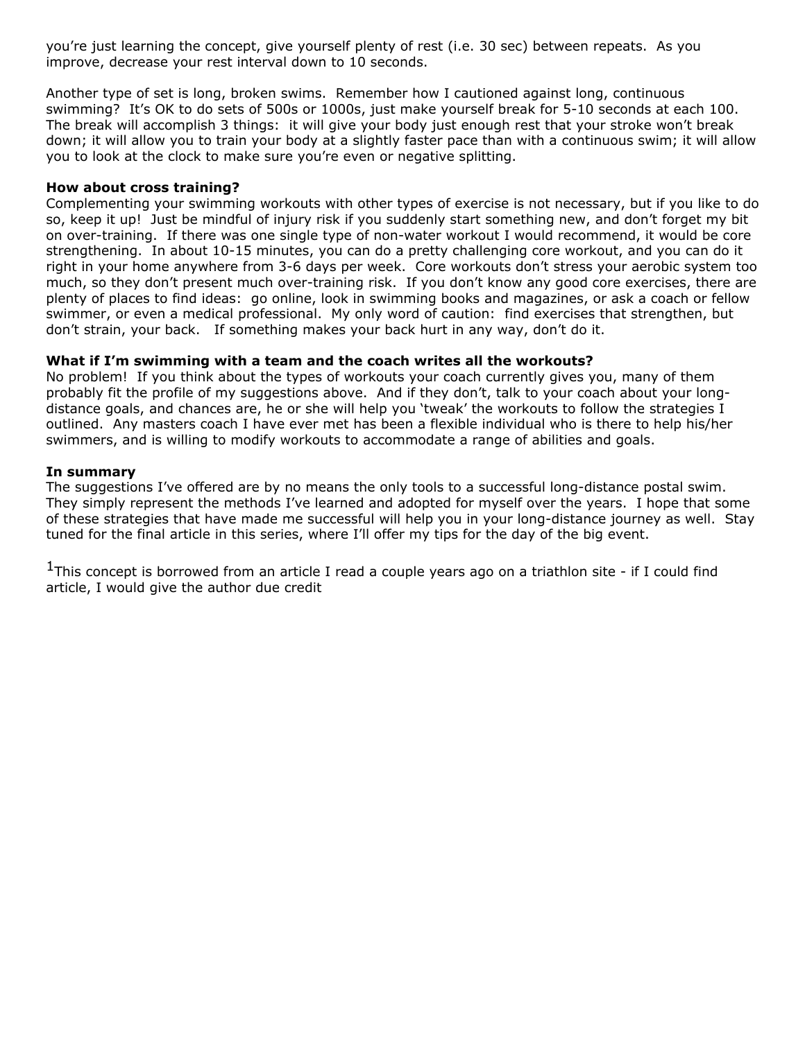you're just learning the concept, give yourself plenty of rest (i.e. 30 sec) between repeats. As you improve, decrease your rest interval down to 10 seconds.

Another type of set is long, broken swims. Remember how I cautioned against long, continuous swimming? It's OK to do sets of 500s or 1000s, just make yourself break for 5-10 seconds at each 100. The break will accomplish 3 things: it will give your body just enough rest that your stroke won't break down; it will allow you to train your body at a slightly faster pace than with a continuous swim; it will allow you to look at the clock to make sure you're even or negative splitting.

**How about cross training?**

Complementing your swimming workouts with other types of exercise is not necessary, but if you like to do so, keep it up! Just be mindful of injury risk if you suddenly start something new, and don't forget my bit on over-training. If there was one single type of non-water workout I would recommend, it would be core strengthening. In about 10-15 minutes, you can do a pretty challenging core workout, and you can do it right in your home anywhere from 3-6 days per week. Core workouts don't stress your aerobic system too much, so they don't present much over-training risk. If you don't know any good core exercises, there are plenty of places to find ideas: go online, look in swimming books and magazines, or ask a coach or fellow swimmer, or even a medical professional. My only word of caution: find exercises that strengthen, but don't strain, your back. If something makes your back hurt in any way, don't do it.

**What if I'm swimming with a team and the coach writes all the workouts?**

No problem! If you think about the types of workouts your coach currently gives you, many of them probably fit the profile of my suggestions above. And if they don't, talk to your coach about your long-distance goals, and chances are, he or she will help you 'tweak' the workouts to follow the strategies I outlined. Any masters coach I have ever met has been a flexible individual who is there to help his/her swimmers, and is willing to modify workouts to accommodate a range of abilities and goals.

**In summary**

The suggestions I've offered are by no means the only tools to a successful long-distance postal swim. They simply represent the methods I've learned and adopted for myself over the years. I hope that some of these strategies that have made me successful will help you in your long-distance journey as well. Stay tuned for the final article in this series, where I'll offer my tips for the day of the big event.

[1] This concept is borrowed from an article I read a couple years ago on a triathlon site - if I could find article, I would give the author due credit